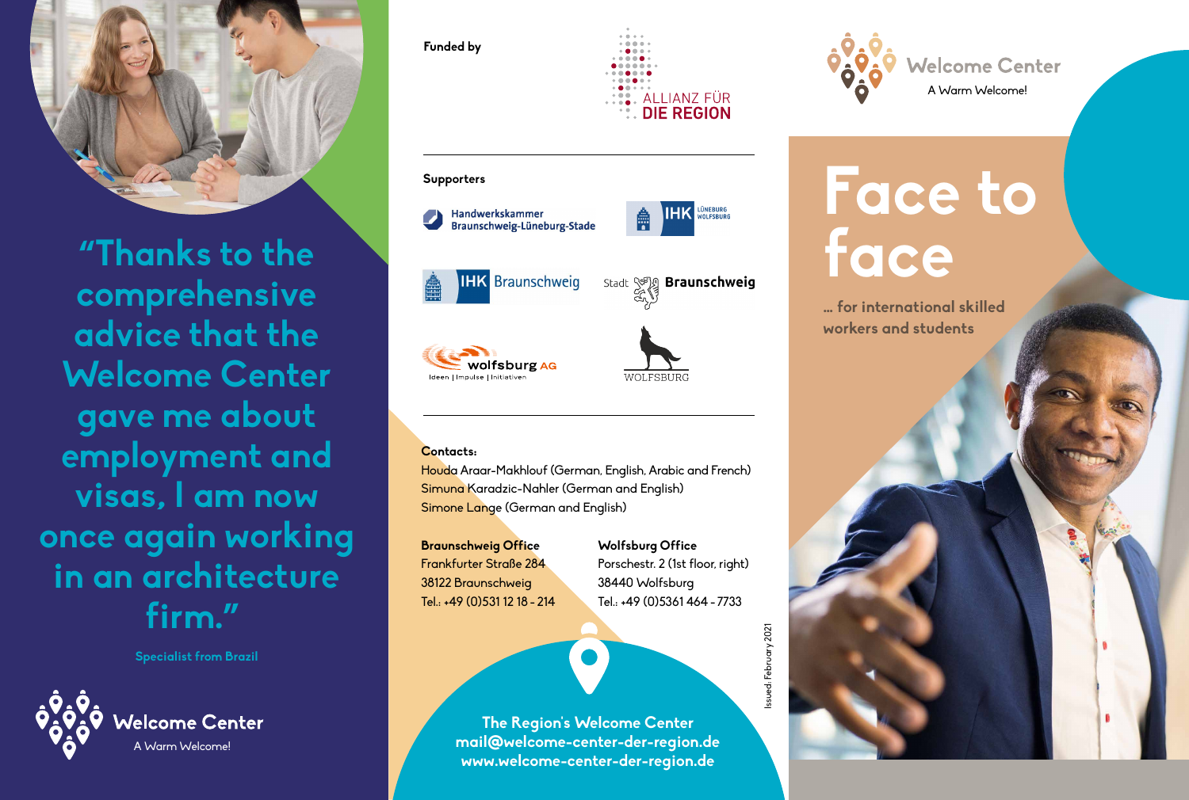“Thanks to the comprehensive advice that the Welcome Center gave me about employment and visas, I am now once again working in an architecture firm.”

Specialist from Brazil

Welcome Center
A Warm Welcome!

**Funded by**

ALLIANZ FÜR DIE REGION

**Supporters**

Handwerkskammer Braunschweig-Lüneburg-Stade

IHK Lüneburg Wolfsburg

IHK Braunschweig

Stadt Braunschweig

wolfsburg AG
Ideen | Impulse | Initiativen

WOLFSBURG

**Contacts:**

Houda Araar-Makhlouf (German, English, Arabic and French)
Simuna Karadzic-Nahler (German and English)
Simone Lange (German and English)

**Braunschweig Office**
Frankfurter Straße 284
38122 Braunschweig
Tel.: +49 (0)531 12 18 - 214

**Wolfsburg Office**
Porschestr. 2 (1st floor, right)
38440 Wolfsburg
Tel.: +49 (0)5361 464 - 7733

**The Region's Welcome Center**
**mail@welcome-center-der-region.de**
**www.welcome-center-der-region.de**

Issued: February 2021

Welcome Center
A Warm Welcome!

# Face to face

**… for international skilled workers and students**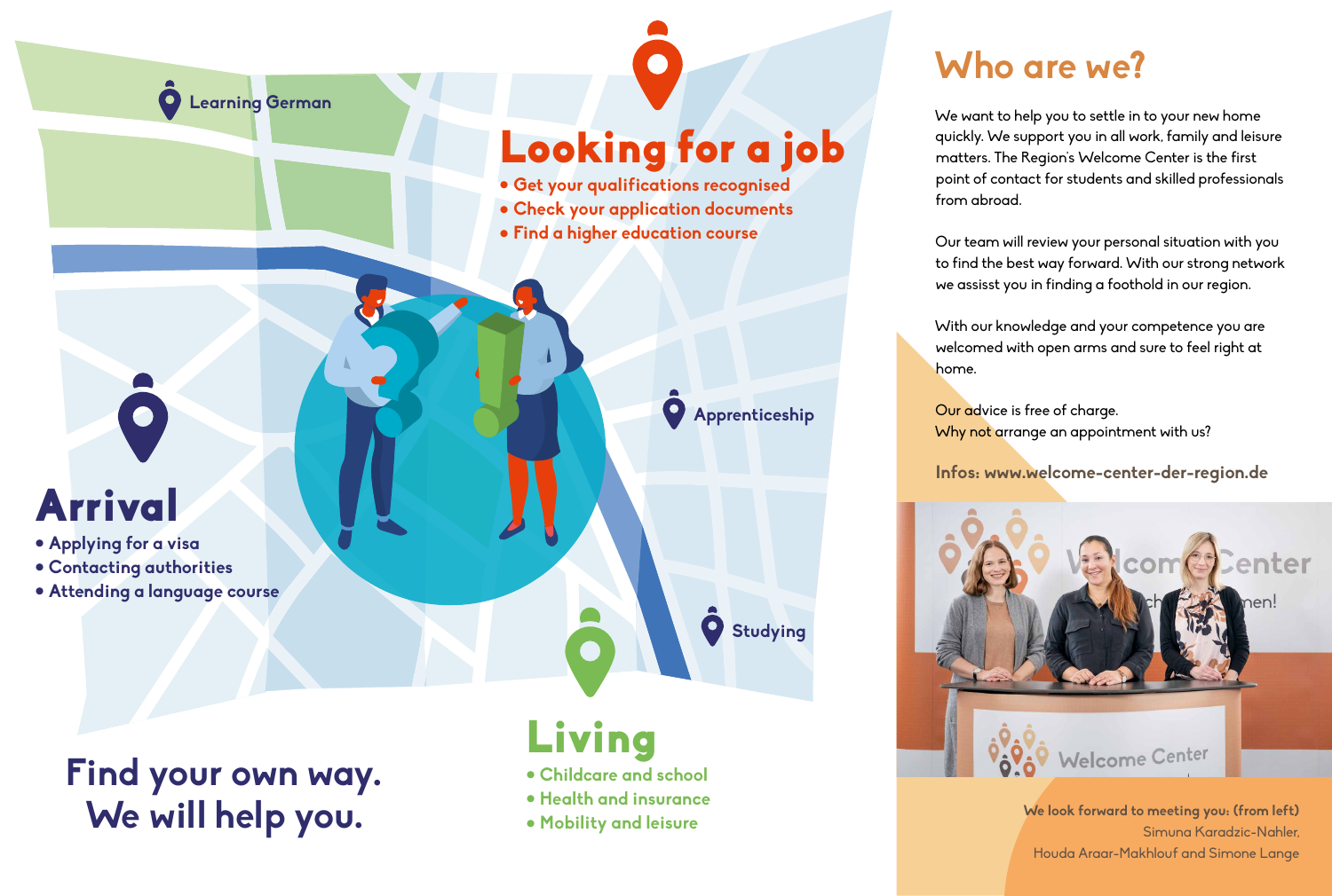## Learning German

# Looking for a job

- Get your qualifications recognised
- Check your application documents
- Find a higher education course

## Apprenticeship

# Arrival

- Applying for a visa
- Contacting authorities
- Attending a language course

## Studying

# Living

- Childcare and school
- Health and insurance
- Mobility and leisure

# Find your own way. We will help you.

# Who are we?

We want to help you to settle in to your new home quickly. We support you in all work, family and leisure matters. The Region's Welcome Center is the first point of contact for students and skilled professionals from abroad.

Our team will review your personal situation with you to find the best way forward. With our strong network we assisst you in finding a foothold in our region.

With our knowledge and your competence you are welcomed with open arms and sure to feel right at home.

Our advice is free of charge.
Why not arrange an appointment with us?

**Infos: www.welcome-center-der-region.de**

**We look forward to meeting you: (from left)**
Simuna Karadzic-Nahler,
Houda Araar-Makhlouf and Simone Lange